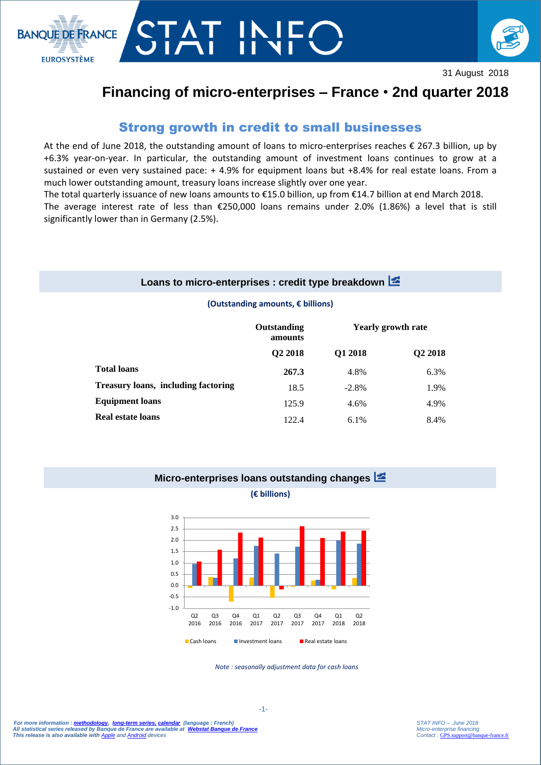31 August 2018

# Financing of micro-enterprises – France • 2nd quarter 2018

## Strong growth in credit to small businesses

At the end of June 2018, the outstanding amount of loans to micro-enterprises reaches € 267.3 billion, up by +6.3% year-on-year. In particular, the outstanding amount of investment loans continues to grow at a sustained or even very sustained pace: + 4.9% for equipment loans but +8.4% for real estate loans. From a much lower outstanding amount, treasury loans increase slightly over one year.

The total quarterly issuance of new loans amounts to €15.0 billion, up from €14.7 billion at end March 2018.

The average interest rate of less than €250,000 loans remains under 2.0% (1.86%) a level that is still significantly lower than in Germany (2.5%).

### Loans to micro-enterprises : credit type breakdown

**(Outstanding amounts, € billions)**

| | Outstanding amounts | Yearly growth rate | |
|---|---|---|---|
| | Q2 2018 | Q1 2018 | Q2 2018 |
| **Total loans** | **267.3** | 4.8% | 6.3% |
| **Treasury loans, including factoring** | 18.5 | -2.8% | 1.9% |
| **Equipment loans** | 125.9 | 4.6% | 4.9% |
| **Real estate loans** | 122.4 | 6.1% | 8.4% |

### Micro-enterprises loans outstanding changes

**(€ billions)**

*Note : seasonally adjustment data for cash loans*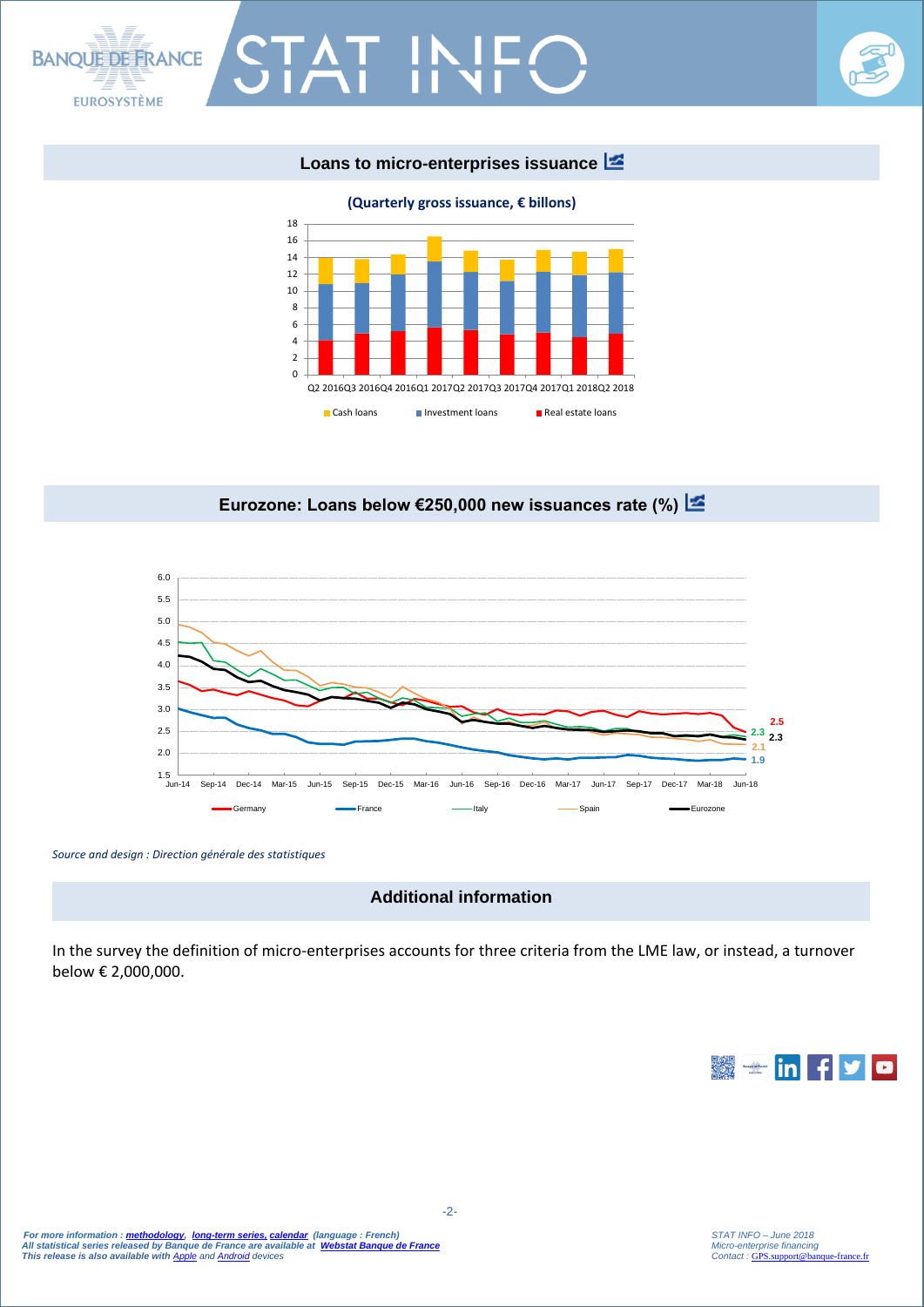## Loans to micro-enterprises issuance

**(Quarterly gross issuance, € billons)**

18
16
14
12
10
8
6
4
2
0

Q2 2016 Q3 2016 Q4 2016 Q1 2017 Q2 2017 Q3 2017 Q4 2017 Q1 2018 Q2 2018

Cash loans | Investment loans | Real estate loans

## Eurozone: Loans below €250,000 new issuances rate (%)

6.0
5.5
5.0
4.5
4.0
3.5
3.0
2.5
2.0
1.5

Jun-14 Sep-14 Dec-14 Mar-15 Jun-15 Sep-15 Dec-15 Mar-16 Jun-16 Sep-16 Dec-16 Mar-17 Jun-17 Sep-17 Dec-17 Mar-18 Jun-18

2.5
2.3
2.3
2.1
1.9

Germany | France | Italy | Spain | Eurozone

*Source and design : Direction générale des statistiques*

## Additional information

In the survey the definition of micro-enterprises accounts for three criteria from the LME law, or instead, a turnover below € 2,000,000.

*For more information : methodology, long-term series, calendar (language : French)*
*All statistical series released by Banque de France are available at Webstat Banque de France*
*This release is also available with Apple and Android devices*

*STAT INFO – June 2018*
*Micro-enterprise financing*
*Contact : GPS.support@banque-france.fr*